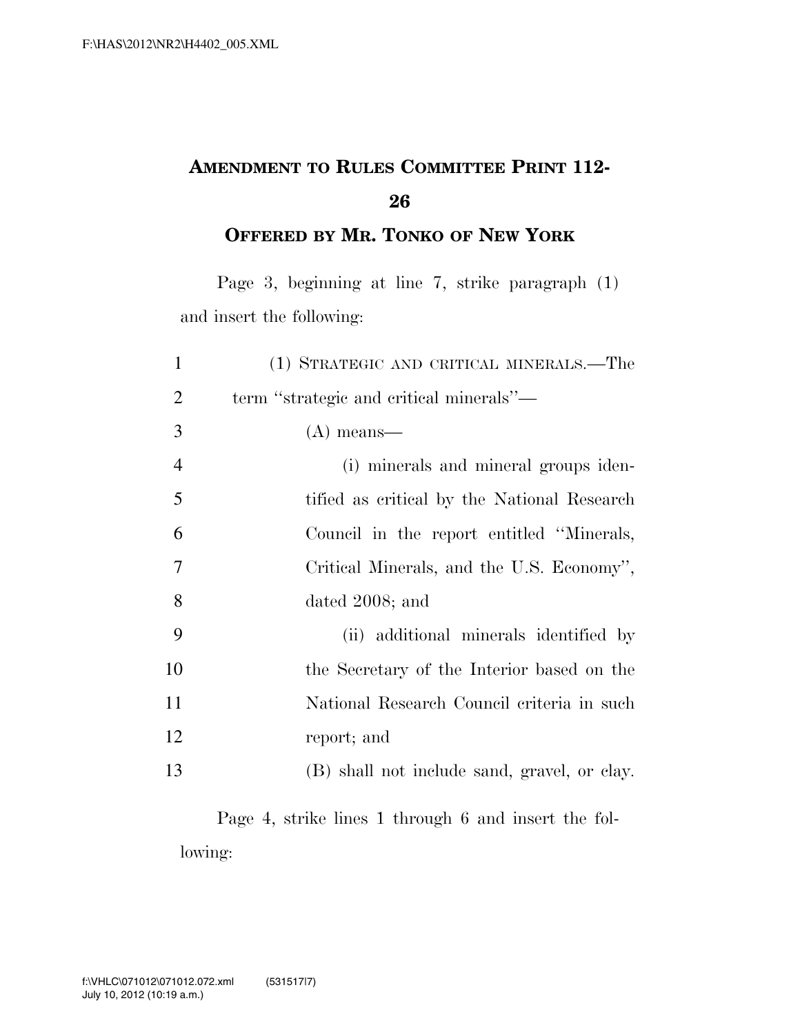## AMENDMENT TO RULES COMMITTEE PRINT 112-26

## OFFERED BY MR. TONKO OF NEW YORK

Page 3, beginning at line 7, strike paragraph (1) and insert the following:

(1) STRATEGIC AND CRITICAL MINERALS.—The term ''strategic and critical minerals''—

(A) means—

(i) minerals and mineral groups identified as critical by the National Research Council in the report entitled ''Minerals, Critical Minerals, and the U.S. Economy'', dated 2008; and

(ii) additional minerals identified by the Secretary of the Interior based on the National Research Council criteria in such report; and

(B) shall not include sand, gravel, or clay.

Page 4, strike lines 1 through 6 and insert the following: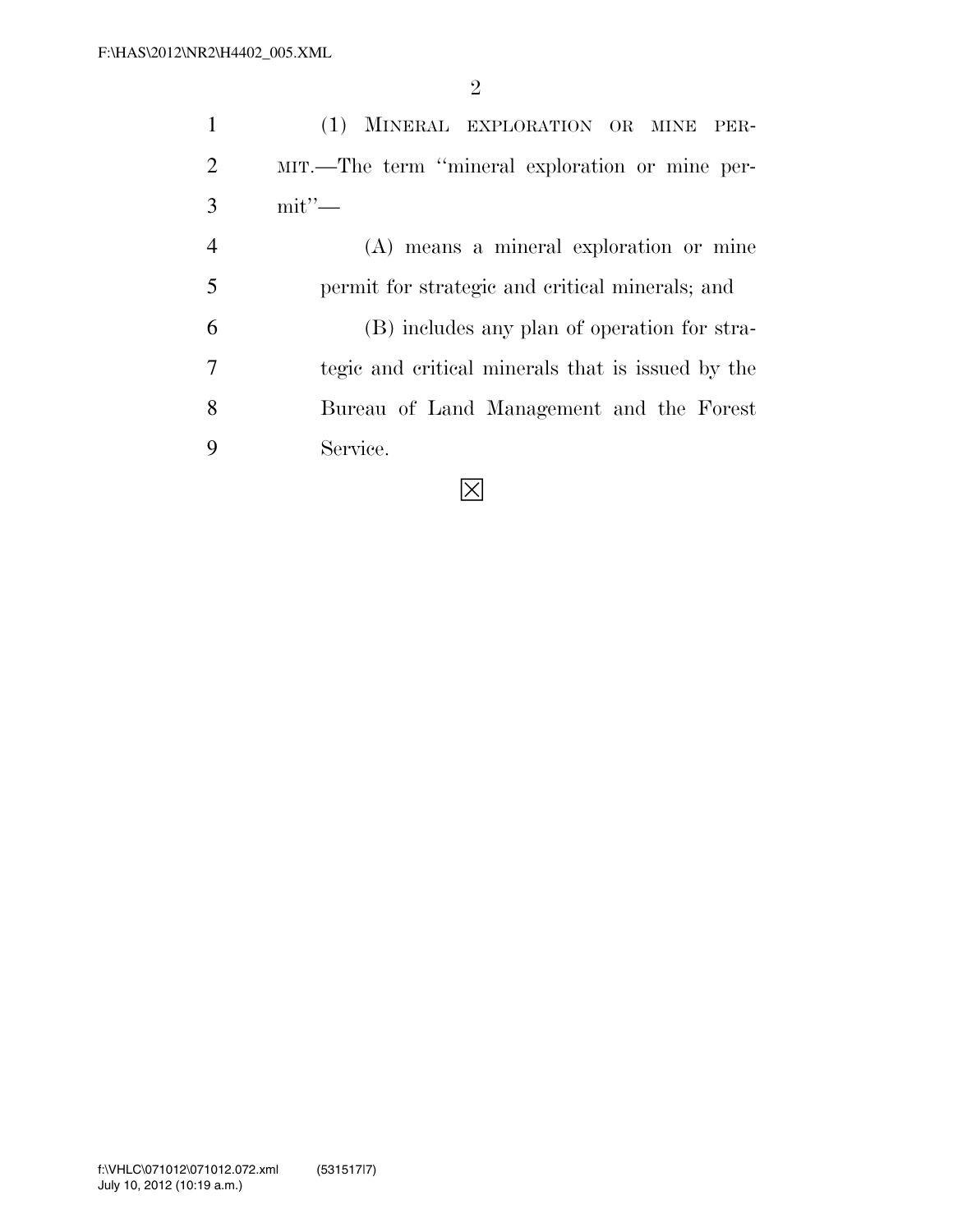(1) MINERAL EXPLORATION OR MINE PERMIT.—The term ''mineral exploration or mine permit''—

(A) means a mineral exploration or mine permit for strategic and critical minerals; and

(B) includes any plan of operation for strategic and critical minerals that is issued by the Bureau of Land Management and the Forest Service.